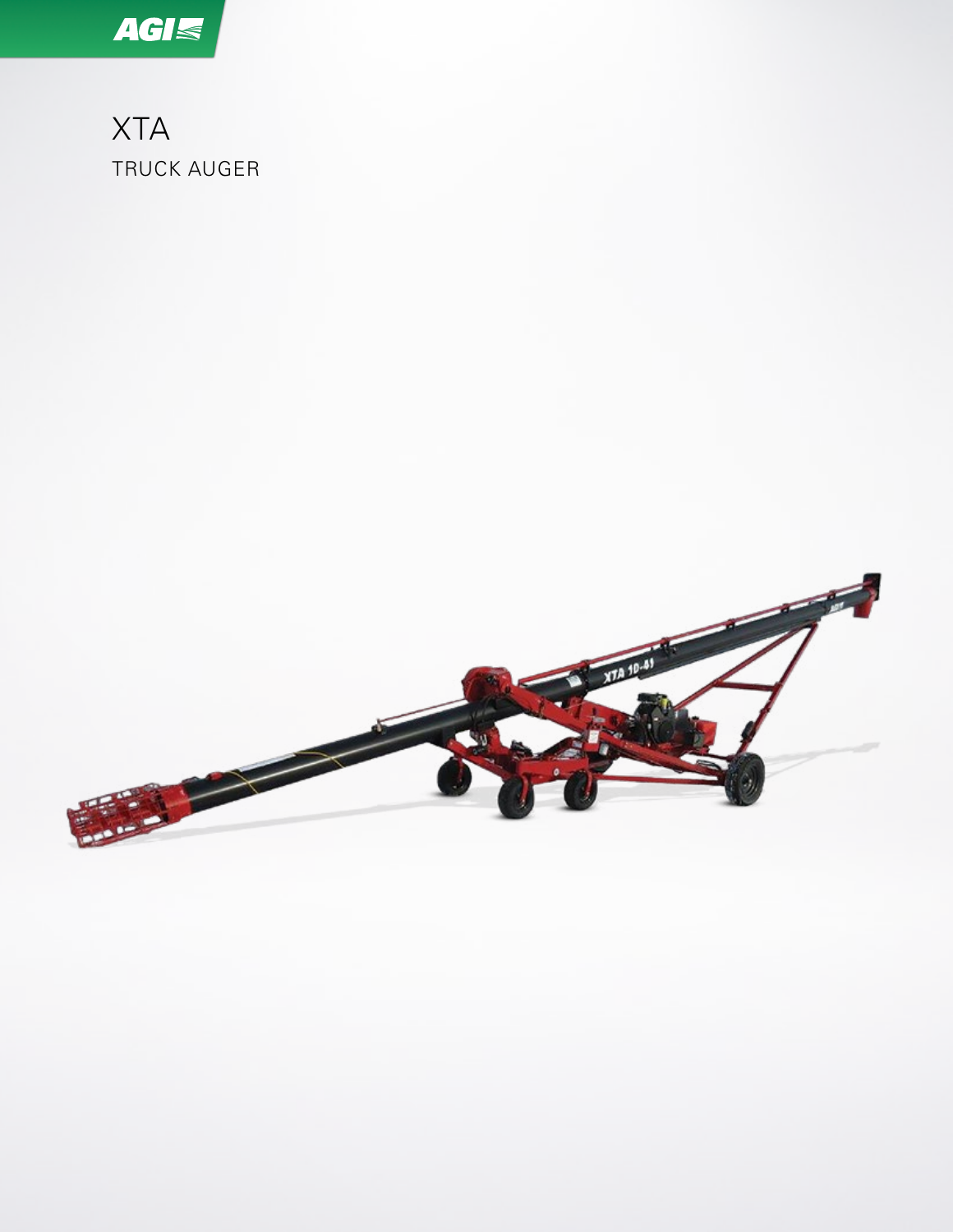# XTA

TRUCK AUGER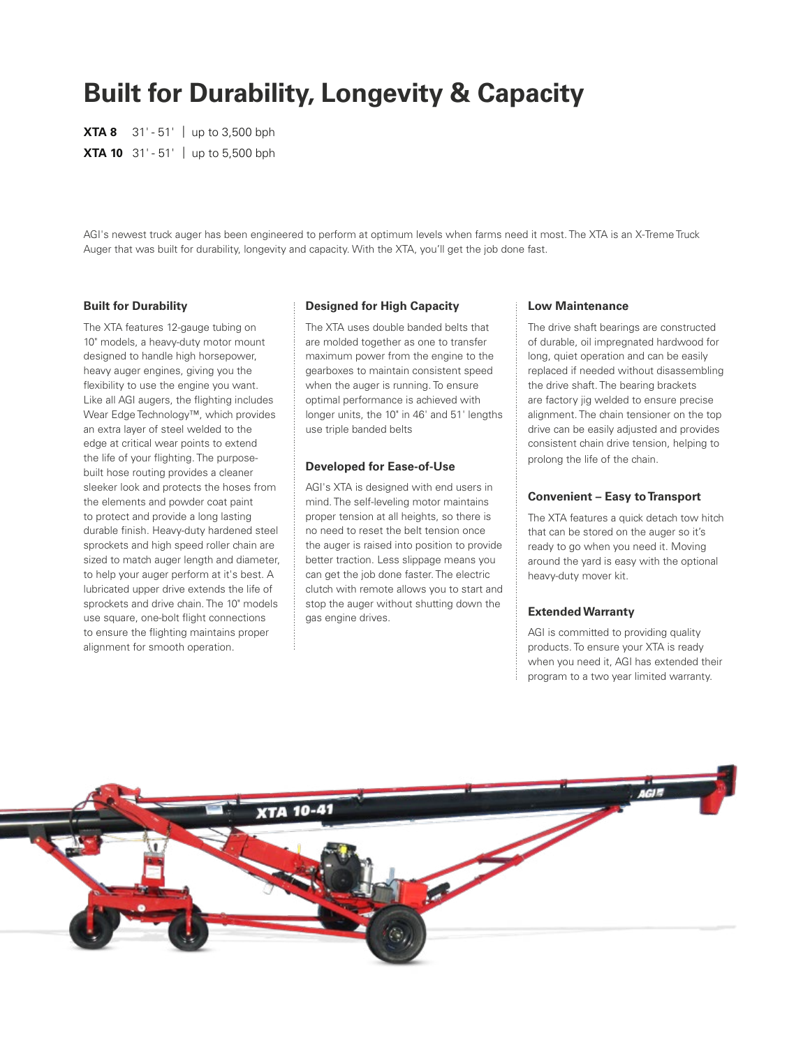# Built for Durability, Longevity & Capacity

**XTA 8** 31' - 51' | up to 3,500 bph

**XTA 10** 31' - 51' | up to 5,500 bph

AGI's newest truck auger has been engineered to perform at optimum levels when farms need it most. The XTA is an X-Treme Truck Auger that was built for durability, longevity and capacity. With the XTA, you'll get the job done fast.

### Built for Durability

The XTA features 12-gauge tubing on 10" models, a heavy-duty motor mount designed to handle high horsepower, heavy auger engines, giving you the flexibility to use the engine you want. Like all AGI augers, the flighting includes Wear Edge Technology™, which provides an extra layer of steel welded to the edge at critical wear points to extend the life of your flighting. The purpose-built hose routing provides a cleaner sleeker look and protects the hoses from the elements and powder coat paint to protect and provide a long lasting durable finish. Heavy-duty hardened steel sprockets and high speed roller chain are sized to match auger length and diameter, to help your auger perform at it's best. A lubricated upper drive extends the life of sprockets and drive chain. The 10" models use square, one-bolt flight connections to ensure the flighting maintains proper alignment for smooth operation.

### Designed for High Capacity

The XTA uses double banded belts that are molded together as one to transfer maximum power from the engine to the gearboxes to maintain consistent speed when the auger is running. To ensure optimal performance is achieved with longer units, the 10" in 46' and 51' lengths use triple banded belts

### Developed for Ease-of-Use

AGI's XTA is designed with end users in mind. The self-leveling motor maintains proper tension at all heights, so there is no need to reset the belt tension once the auger is raised into position to provide better traction. Less slippage means you can get the job done faster. The electric clutch with remote allows you to start and stop the auger without shutting down the gas engine drives.

### Low Maintenance

The drive shaft bearings are constructed of durable, oil impregnated hardwood for long, quiet operation and can be easily replaced if needed without disassembling the drive shaft. The bearing brackets are factory jig welded to ensure precise alignment. The chain tensioner on the top drive can be easily adjusted and provides consistent chain drive tension, helping to prolong the life of the chain.

### Convenient – Easy to Transport

The XTA features a quick detach tow hitch that can be stored on the auger so it's ready to go when you need it. Moving around the yard is easy with the optional heavy-duty mover kit.

### Extended Warranty

AGI is committed to providing quality products. To ensure your XTA is ready when you need it, AGI has extended their program to a two year limited warranty.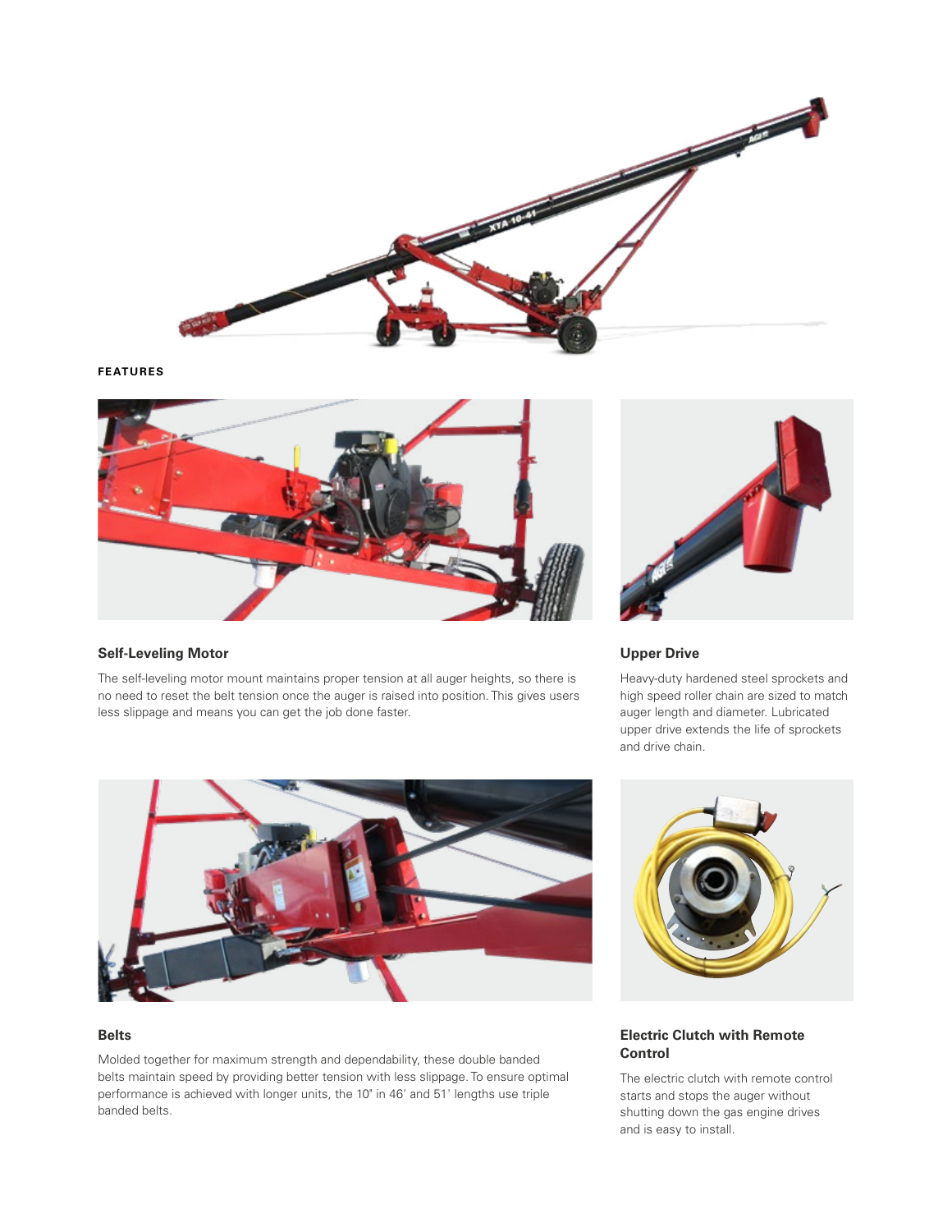FEATURES

### Self-Leveling Motor

The self-leveling motor mount maintains proper tension at all auger heights, so there is no need to reset the belt tension once the auger is raised into position. This gives users less slippage and means you can get the job done faster.

### Upper Drive

Heavy-duty hardened steel sprockets and high speed roller chain are sized to match auger length and diameter. Lubricated upper drive extends the life of sprockets and drive chain.

### Belts

Molded together for maximum strength and dependability, these double banded belts maintain speed by providing better tension with less slippage. To ensure optimal performance is achieved with longer units, the 10" in 46' and 51' lengths use triple banded belts.

### Electric Clutch with Remote Control

The electric clutch with remote control starts and stops the auger without shutting down the gas engine drives and is easy to install.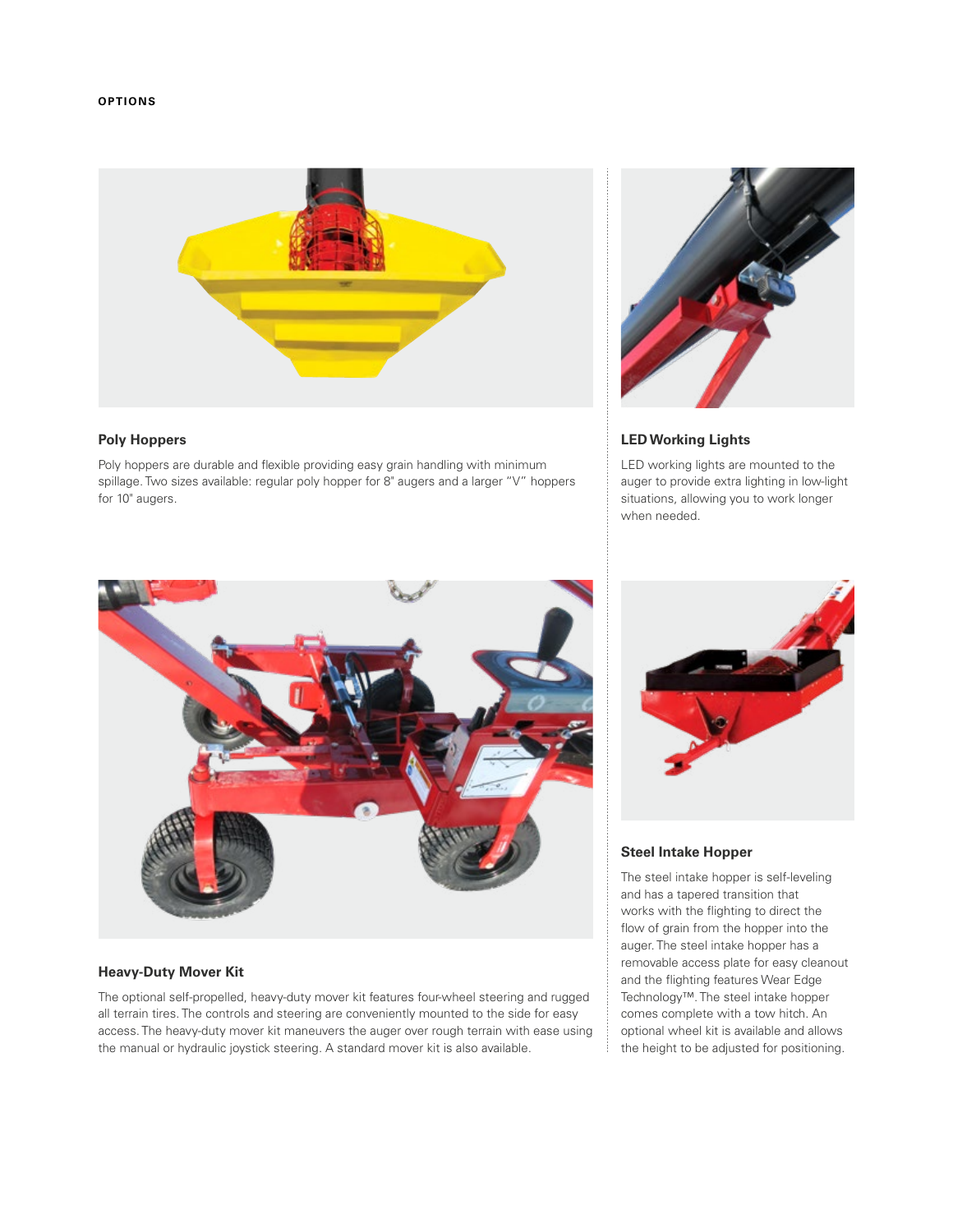OPTIONS

### Poly Hoppers

Poly hoppers are durable and flexible providing easy grain handling with minimum spillage. Two sizes available: regular poly hopper for 8" augers and a larger "V" hoppers for 10" augers.

### LED Working Lights

LED working lights are mounted to the auger to provide extra lighting in low-light situations, allowing you to work longer when needed.

### Heavy-Duty Mover Kit

The optional self-propelled, heavy-duty mover kit features four-wheel steering and rugged all terrain tires. The controls and steering are conveniently mounted to the side for easy access. The heavy-duty mover kit maneuvers the auger over rough terrain with ease using the manual or hydraulic joystick steering. A standard mover kit is also available.

### Steel Intake Hopper

The steel intake hopper is self-leveling and has a tapered transition that works with the flighting to direct the flow of grain from the hopper into the auger. The steel intake hopper has a removable access plate for easy cleanout and the flighting features Wear Edge Technology™. The steel intake hopper comes complete with a tow hitch. An optional wheel kit is available and allows the height to be adjusted for positioning.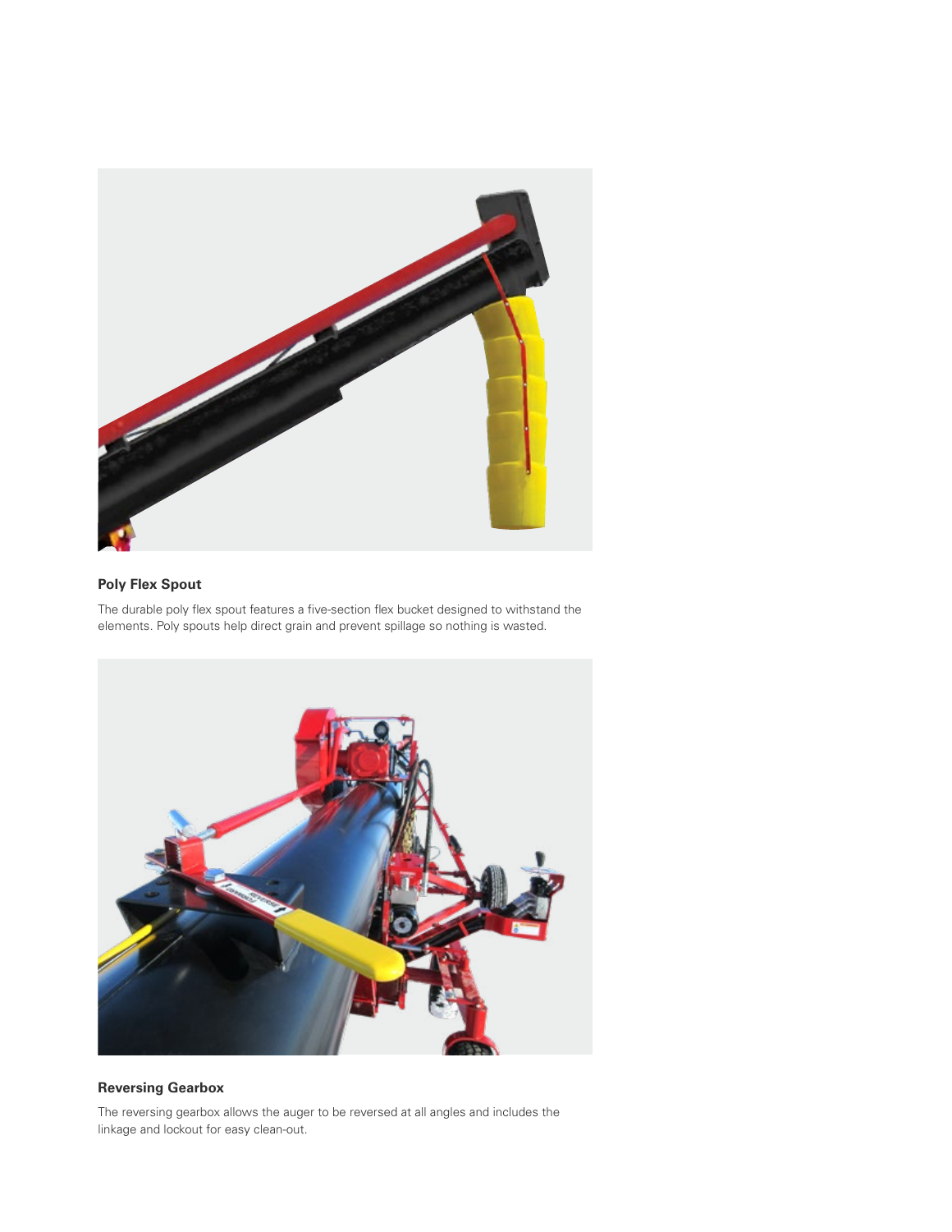### Poly Flex Spout

The durable poly flex spout features a five-section flex bucket designed to withstand the elements. Poly spouts help direct grain and prevent spillage so nothing is wasted.

### Reversing Gearbox

The reversing gearbox allows the auger to be reversed at all angles and includes the linkage and lockout for easy clean-out.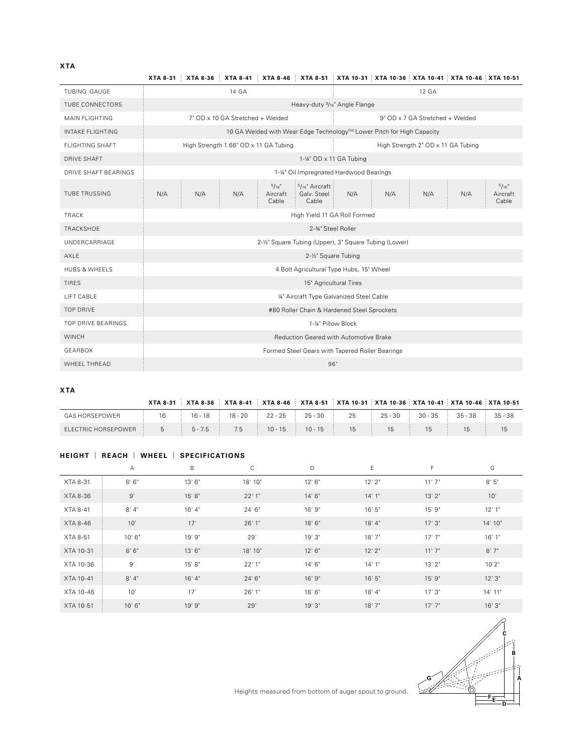**XTA**

| | XTA 8-31 | XTA 8-36 | XTA 8-41 | XTA 8-46 | XTA 8-51 | XTA 10-31 | XTA 10-36 | XTA 10-41 | XTA 10-46 | XTA 10-51 |
|---|---|---|---|---|---|---|---|---|---|---|
| TUBING GAUGE | 14 GA | | | | | 12 GA | | | | |
| TUBE CONNECTORS | Heavy-duty 3/16" Angle Flange | | | | | | | | | |
| MAIN FLIGHTING | 7" OD x 10 GA Stretched + Welded | | | | | 9" OD x 7 GA Stretched + Welded | | | | |
| INTAKE FLIGHTING | 10 GA Welded with Wear Edge Technology™ Lower Pitch for High Capacity | | | | | | | | | |
| FLIGHTING SHAFT | High Strength 1.66" OD x 11 GA Tubing | | | | | High Strength 2" OD x 11 GA Tubing | | | | |
| DRIVE SHAFT | 1-¼" OD x 11 GA Tubing | | | | | | | | | |
| DRIVE SHAFT BEARINGS | 1-¼" Oil Impregnated Hardwood Bearings | | | | | | | | | |
| TUBE TRUSSING | N/A | N/A | N/A | 5/16" Aircraft Cable | 5/16" Aircraft Galv. Steel Cable | N/A | N/A | N/A | N/A | 5/16" Aircraft Cable |
| TRACK | High Yield 11 GA Roll Formed | | | | | | | | | |
| TRACKSHOE | 2-¾" Steel Roller | | | | | | | | | |
| UNDERCARRIAGE | 2-½" Square Tubing (Upper), 3" Square Tubing (Lower) | | | | | | | | | |
| AXLE | 2-½" Square Tubing | | | | | | | | | |
| HUBS & WHEELS | 4 Bolt Agricultural Type Hubs, 15" Wheel | | | | | | | | | |
| TIRES | 15" Agricultural Tires | | | | | | | | | |
| LIFT CABLE | ¼" Aircraft Type Galvanized Steel Cable | | | | | | | | | |
| TOP DRIVE | #80 Roller Chain & Hardened Steel Sprockets | | | | | | | | | |
| TOP DRIVE BEARINGS | 1-¼" Pillow Block | | | | | | | | | |
| WINCH | Reduction Geared with Automotive Brake | | | | | | | | | |
| GEARBOX | Formed Steel Gears with Tapered Roller Bearings | | | | | | | | | |
| WHEEL THREAD | 96" | | | | | | | | | |

**XTA**

| | XTA 8-31 | XTA 8-36 | XTA 8-41 | XTA 8-46 | XTA 8-51 | XTA 10-31 | XTA 10-36 | XTA 10-41 | XTA 10-46 | XTA 10-51 |
|---|---|---|---|---|---|---|---|---|---|---|
| GAS HORSEPOWER | 16 | 16 - 18 | 18 - 20 | 22 - 25 | 25 - 30 | 25 | 25 - 30 | 30 - 35 | 35 - 38 | 35 - 38 |
| ELECTRIC HORSEPOWER | 5 | 5 - 7.5 | 7.5 | 10 - 15 | 10 - 15 | 15 | 15 | 15 | 15 | 15 |

**HEIGHT | REACH | WHEEL | SPECIFICATIONS**

| | A | B | C | D | E | F | G |
|---|---|---|---|---|---|---|---|
| XTA 8-31 | 8' 6" | 13' 6" | 18' 10" | 12' 6" | 12' 2" | 11' 7" | 8' 5" |
| XTA 8-36 | 9' | 15' 8" | 22' 1" | 14' 6" | 14' 1" | 13' 2" | 10' |
| XTA 8-41 | 8' 4" | 16' 4" | 24' 6" | 16' 9" | 16' 5" | 15' 9" | 12' 1" |
| XTA 8-46 | 10' | 17' | 26' 1" | 18' 6" | 18' 4" | 17' 3" | 14' 10" |
| XTA 8-51 | 10' 6" | 19' 9" | 29' | 19' 3" | 18' 7" | 17' 7" | 16' 1" |
| XTA 10-31 | 8' 6" | 13' 6" | 18' 10" | 12' 6" | 12' 2" | 11' 7" | 8' 7" |
| XTA 10-36 | 9' | 15' 8" | 22' 1" | 14' 6" | 14' 1" | 13' 2" | 10'2" |
| XTA 10-41 | 8' 4" | 16' 4" | 24' 6" | 16' 9" | 16' 5" | 15' 9" | 12' 3" |
| XTA 10-46 | 10' | 17' | 26' 1" | 18' 6" | 18' 4" | 17' 3" | 14' 11" |
| XTA 10-51 | 10' 6" | 19' 9" | 29' | 19' 3" | 18' 7" | 17' 7" | 16' 3" |

Heights measured from bottom of auger spout to ground.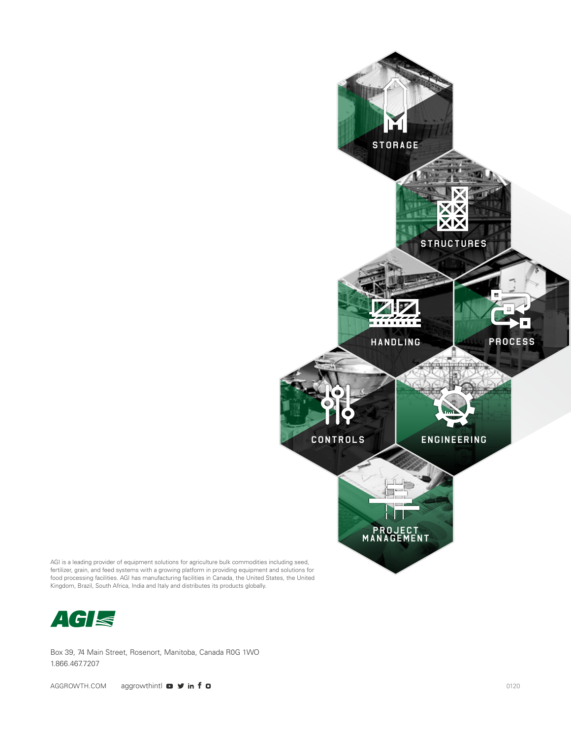STORAGE

STRUCTURES

HANDLING

PROCESS

CONTROLS

ENGINEERING

PROJECT MANAGEMENT

AGI is a leading provider of equipment solutions for agriculture bulk commodities including seed, fertilizer, grain, and feed systems with a growing platform in providing equipment and solutions for food processing facilities. AGI has manufacturing facilities in Canada, the United States, the United Kingdom, Brazil, South Africa, India and Italy and distributes its products globally.

AGI

Box 39, 74 Main Street, Rosenort, Manitoba, Canada R0G 1W0
1.866.467.7207

AGGROWTH.COM aggrowthintl

0120